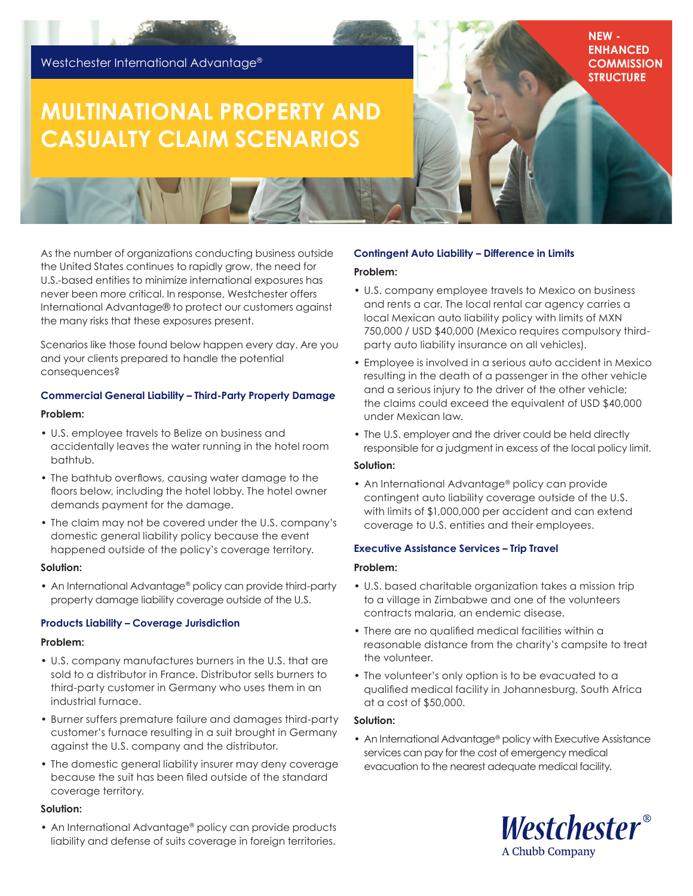Westchester International Advantage®

NEW - ENHANCED COMMISSION STRUCTURE

# MULTINATIONAL PROPERTY AND CASUALTY CLAIM SCENARIOS

As the number of organizations conducting business outside the United States continues to rapidly grow, the need for U.S.-based entities to minimize international exposures has never been more critical. In response, Westchester offers International Advantage® to protect our customers against the many risks that these exposures present.

Scenarios like those found below happen every day. Are you and your clients prepared to handle the potential consequences?

### Commercial General Liability – Third-Party Property Damage

**Problem:**

- U.S. employee travels to Belize on business and accidentally leaves the water running in the hotel room bathtub.
- The bathtub overflows, causing water damage to the floors below, including the hotel lobby. The hotel owner demands payment for the damage.
- The claim may not be covered under the U.S. company's domestic general liability policy because the event happened outside of the policy's coverage territory.

**Solution:**

- An International Advantage® policy can provide third-party property damage liability coverage outside of the U.S.

### Products Liability – Coverage Jurisdiction

**Problem:**

- U.S. company manufactures burners in the U.S. that are sold to a distributor in France. Distributor sells burners to third-party customer in Germany who uses them in an industrial furnace.
- Burner suffers premature failure and damages third-party customer's furnace resulting in a suit brought in Germany against the U.S. company and the distributor.
- The domestic general liability insurer may deny coverage because the suit has been filed outside of the standard coverage territory.

**Solution:**

- An International Advantage® policy can provide products liability and defense of suits coverage in foreign territories.

### Contingent Auto Liability – Difference in Limits

**Problem:**

- U.S. company employee travels to Mexico on business and rents a car. The local rental car agency carries a local Mexican auto liability policy with limits of MXN 750,000 / USD $40,000 (Mexico requires compulsory third-party auto liability insurance on all vehicles).
- Employee is involved in a serious auto accident in Mexico resulting in the death of a passenger in the other vehicle and a serious injury to the driver of the other vehicle; the claims could exceed the equivalent of USD $40,000 under Mexican law.
- The U.S. employer and the driver could be held directly responsible for a judgment in excess of the local policy limit.

**Solution:**

- An International Advantage® policy can provide contingent auto liability coverage outside of the U.S. with limits of $1,000,000 per accident and can extend coverage to U.S. entities and their employees.

### Executive Assistance Services – Trip Travel

**Problem:**

- U.S. based charitable organization takes a mission trip to a village in Zimbabwe and one of the volunteers contracts malaria, an endemic disease.
- There are no qualified medical facilities within a reasonable distance from the charity's campsite to treat the volunteer.
- The volunteer's only option is to be evacuated to a qualified medical facility in Johannesburg, South Africa at a cost of $50,000.

**Solution:**

- An International Advantage® policy with Executive Assistance services can pay for the cost of emergency medical evacuation to the nearest adequate medical facility.

Westchester®
A Chubb Company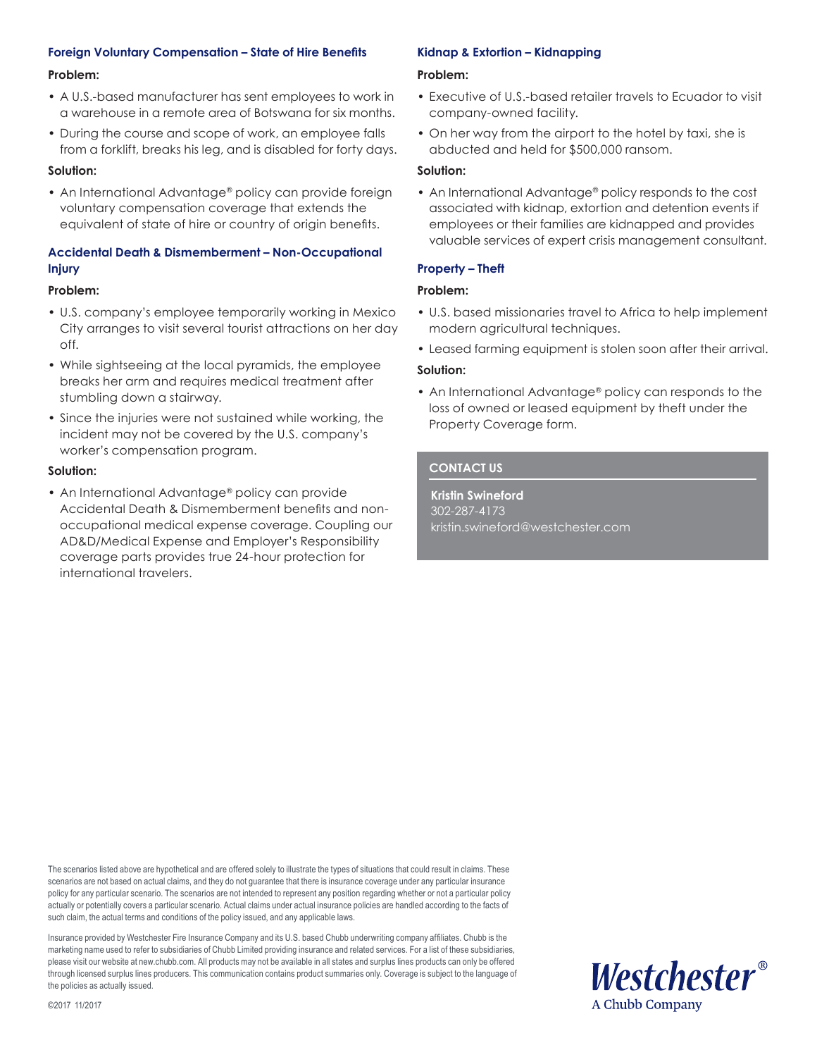### Foreign Voluntary Compensation – State of Hire Benefits

**Problem:**

- A U.S.-based manufacturer has sent employees to work in a warehouse in a remote area of Botswana for six months.
- During the course and scope of work, an employee falls from a forklift, breaks his leg, and is disabled for forty days.

**Solution:**

- An International Advantage® policy can provide foreign voluntary compensation coverage that extends the equivalent of state of hire or country of origin benefits.

### Accidental Death & Dismemberment – Non-Occupational Injury

**Problem:**

- U.S. company's employee temporarily working in Mexico City arranges to visit several tourist attractions on her day off.
- While sightseeing at the local pyramids, the employee breaks her arm and requires medical treatment after stumbling down a stairway.
- Since the injuries were not sustained while working, the incident may not be covered by the U.S. company's worker's compensation program.

**Solution:**

- An International Advantage® policy can provide Accidental Death & Dismemberment benefits and non-occupational medical expense coverage. Coupling our AD&D/Medical Expense and Employer's Responsibility coverage parts provides true 24-hour protection for international travelers.

### Kidnap & Extortion – Kidnapping

**Problem:**

- Executive of U.S.-based retailer travels to Ecuador to visit company-owned facility.
- On her way from the airport to the hotel by taxi, she is abducted and held for $500,000 ransom.

**Solution:**

- An International Advantage® policy responds to the cost associated with kidnap, extortion and detention events if employees or their families are kidnapped and provides valuable services of expert crisis management consultant.

### Property – Theft

**Problem:**

- U.S. based missionaries travel to Africa to help implement modern agricultural techniques.
- Leased farming equipment is stolen soon after their arrival.

**Solution:**

- An International Advantage® policy can responds to the loss of owned or leased equipment by theft under the Property Coverage form.

**CONTACT US**

**Kristin Swineford**
302-287-4173
kristin.swineford@westchester.com

The scenarios listed above are hypothetical and are offered solely to illustrate the types of situations that could result in claims. These scenarios are not based on actual claims, and they do not guarantee that there is insurance coverage under any particular insurance policy for any particular scenario. The scenarios are not intended to represent any position regarding whether or not a particular policy actually or potentially covers a particular scenario. Actual claims under actual insurance policies are handled according to the facts of such claim, the actual terms and conditions of the policy issued, and any applicable laws.

Insurance provided by Westchester Fire Insurance Company and its U.S. based Chubb underwriting company affiliates. Chubb is the marketing name used to refer to subsidiaries of Chubb Limited providing insurance and related services. For a list of these subsidiaries, please visit our website at new.chubb.com. All products may not be available in all states and surplus lines products can only be offered through licensed surplus lines producers. This communication contains product summaries only. Coverage is subject to the language of the policies as actually issued.

©2017 11/2017

Westchester®
A Chubb Company